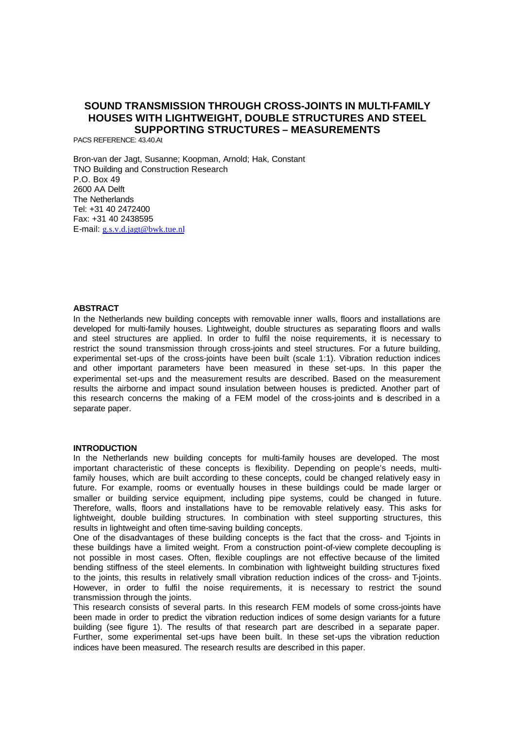# SOUND TRANSMISSION THROUGH CROSS-JOINTS IN MULTI-FAMILY HOUSES WITH LIGHTWEIGHT, DOUBLE STRUCTURES AND STEEL SUPPORTING STRUCTURES – MEASUREMENTS

PACS REFERENCE: 43.40.At

Bron-van der Jagt, Susanne; Koopman, Arnold; Hak, Constant
TNO Building and Construction Research
P.O. Box 49
2600 AA Delft
The Netherlands
Tel: +31 40 2472400
Fax: +31 40 2438595
E-mail: g.s.v.d.jagt@bwk.tue.nl

## ABSTRACT

In the Netherlands new building concepts with removable inner walls, floors and installations are developed for multi-family houses. Lightweight, double structures as separating floors and walls and steel structures are applied. In order to fulfil the noise requirements, it is necessary to restrict the sound transmission through cross-joints and steel structures. For a future building, experimental set-ups of the cross-joints have been built (scale 1:1). Vibration reduction indices and other important parameters have been measured in these set-ups. In this paper the experimental set-ups and the measurement results are described. Based on the measurement results the airborne and impact sound insulation between houses is predicted. Another part of this research concerns the making of a FEM model of the cross-joints and is described in a separate paper.

## INTRODUCTION

In the Netherlands new building concepts for multi-family houses are developed. The most important characteristic of these concepts is flexibility. Depending on people's needs, multi-family houses, which are built according to these concepts, could be changed relatively easy in future. For example, rooms or eventually houses in these buildings could be made larger or smaller or building service equipment, including pipe systems, could be changed in future. Therefore, walls, floors and installations have to be removable relatively easy. This asks for lightweight, double building structures. In combination with steel supporting structures, this results in lightweight and often time-saving building concepts.

One of the disadvantages of these building concepts is the fact that the cross- and T-joints in these buildings have a limited weight. From a construction point-of-view complete decoupling is not possible in most cases. Often, flexible couplings are not effective because of the limited bending stiffness of the steel elements. In combination with lightweight building structures fixed to the joints, this results in relatively small vibration reduction indices of the cross- and T-joints. However, in order to fulfil the noise requirements, it is necessary to restrict the sound transmission through the joints.

This research consists of several parts. In this research FEM models of some cross-joints have been made in order to predict the vibration reduction indices of some design variants for a future building (see figure 1). The results of that research part are described in a separate paper. Further, some experimental set-ups have been built. In these set-ups the vibration reduction indices have been measured. The research results are described in this paper.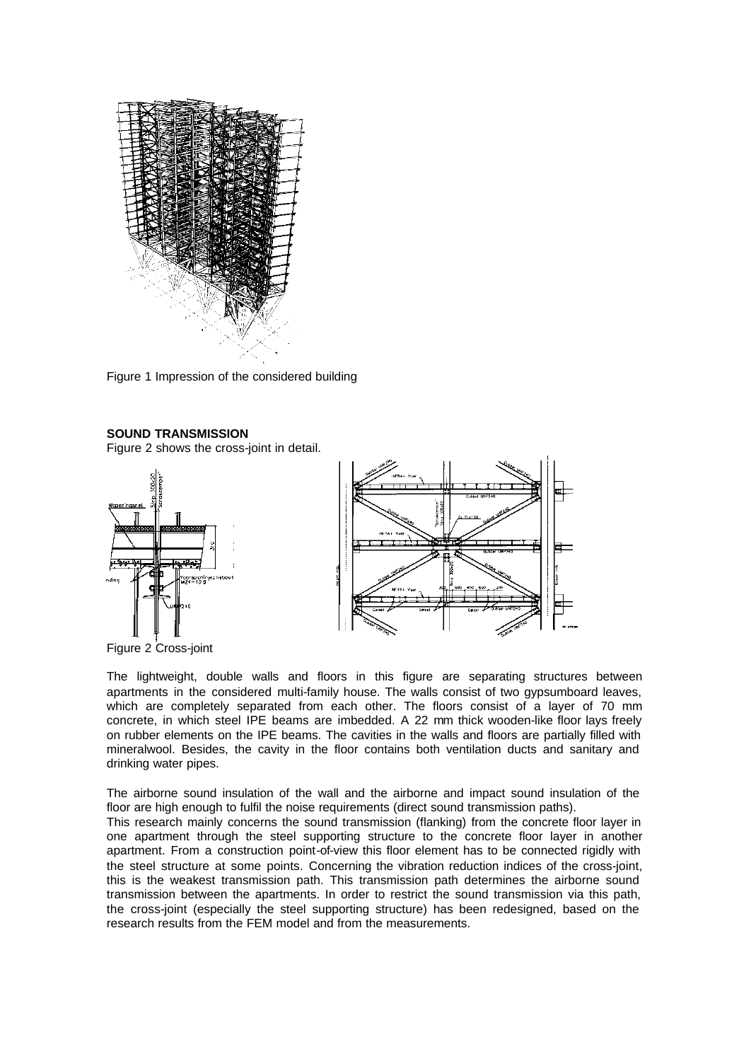Figure 1 Impression of the considered building

**SOUND TRANSMISSION**

Figure 2 shows the cross-joint in detail.

Figure 2 Cross-joint

The lightweight, double walls and floors in this figure are separating structures between apartments in the considered multi-family house. The walls consist of two gypsumboard leaves, which are completely separated from each other. The floors consist of a layer of 70 mm concrete, in which steel IPE beams are imbedded. A 22 mm thick wooden-like floor lays freely on rubber elements on the IPE beams. The cavities in the walls and floors are partially filled with mineralwool. Besides, the cavity in the floor contains both ventilation ducts and sanitary and drinking water pipes.

The airborne sound insulation of the wall and the airborne and impact sound insulation of the floor are high enough to fulfil the noise requirements (direct sound transmission paths).

This research mainly concerns the sound transmission (flanking) from the concrete floor layer in one apartment through the steel supporting structure to the concrete floor layer in another apartment. From a construction point-of-view this floor element has to be connected rigidly with the steel structure at some points. Concerning the vibration reduction indices of the cross-joint, this is the weakest transmission path. This transmission path determines the airborne sound transmission between the apartments. In order to restrict the sound transmission via this path, the cross-joint (especially the steel supporting structure) has been redesigned, based on the research results from the FEM model and from the measurements.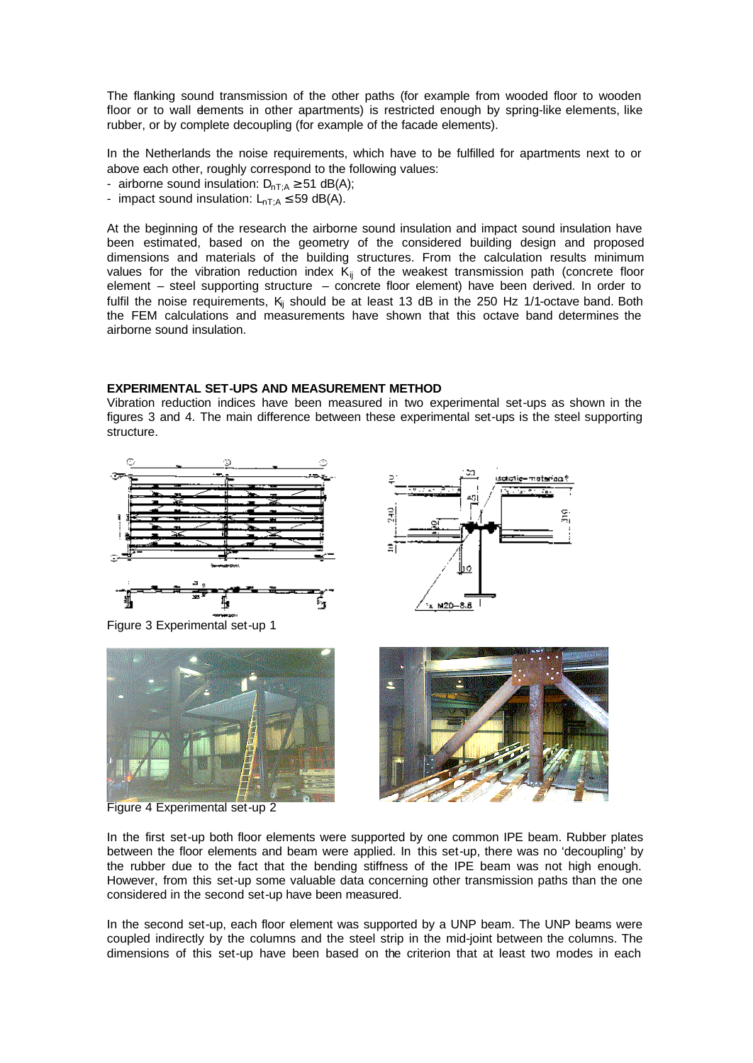The flanking sound transmission of the other paths (for example from wooded floor to wooden floor or to wall elements in other apartments) is restricted enough by spring-like elements, like rubber, or by complete decoupling (for example of the facade elements).

In the Netherlands the noise requirements, which have to be fulfilled for apartments next to or above each other, roughly correspond to the following values:

- airborne sound insulation: $D_{nT;A} \geq 51$ dB(A);
- impact sound insulation: $L_{nT;A} \leq 59$ dB(A).

At the beginning of the research the airborne sound insulation and impact sound insulation have been estimated, based on the geometry of the considered building design and proposed dimensions and materials of the building structures. From the calculation results minimum values for the vibration reduction index $K_{ij}$ of the weakest transmission path (concrete floor element – steel supporting structure – concrete floor element) have been derived. In order to fulfil the noise requirements, $K_{ij}$ should be at least 13 dB in the 250 Hz 1/1-octave band. Both the FEM calculations and measurements have shown that this octave band determines the airborne sound insulation.

## EXPERIMENTAL SET-UPS AND MEASUREMENT METHOD

Vibration reduction indices have been measured in two experimental set-ups as shown in the figures 3 and 4. The main difference between these experimental set-ups is the steel supporting structure.

Figure 3 Experimental set-up 1

Figure 4 Experimental set-up 2

In the first set-up both floor elements were supported by one common IPE beam. Rubber plates between the floor elements and beam were applied. In this set-up, there was no 'decoupling' by the rubber due to the fact that the bending stiffness of the IPE beam was not high enough. However, from this set-up some valuable data concerning other transmission paths than the one considered in the second set-up have been measured.

In the second set-up, each floor element was supported by a UNP beam. The UNP beams were coupled indirectly by the columns and the steel strip in the mid-joint between the columns. The dimensions of this set-up have been based on the criterion that at least two modes in each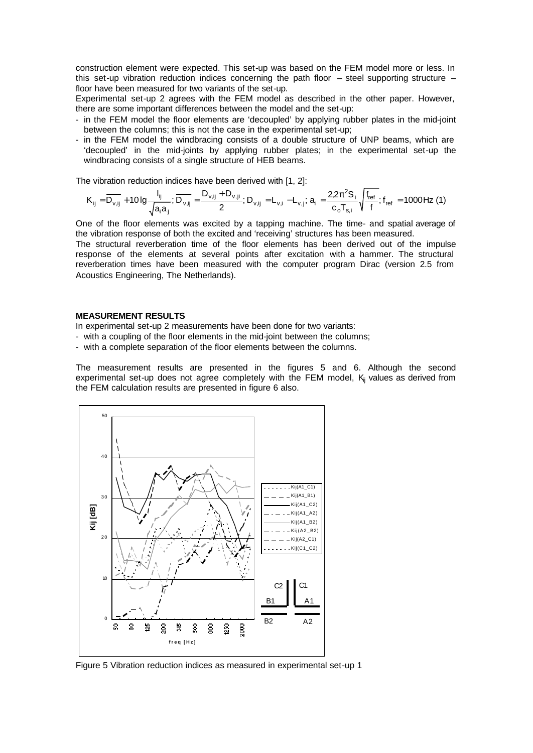construction element were expected. This set-up was based on the FEM model more or less. In this set-up vibration reduction indices concerning the path floor – steel supporting structure – floor have been measured for two variants of the set-up.

Experimental set-up 2 agrees with the FEM model as described in the other paper. However, there are some important differences between the model and the set-up:

- in the FEM model the floor elements are 'decoupled' by applying rubber plates in the mid-joint between the columns; this is not the case in the experimental set-up;
- in the FEM model the windbracing consists of a double structure of UNP beams, which are 'decoupled' in the mid-joints by applying rubber plates; in the experimental set-up the windbracing consists of a single structure of HEB beams.

The vibration reduction indices have been derived with [1, 2]:

$$K_{ij} = \overline{D_{v,ij}} + 10\lg\frac{l_{ij}}{\sqrt{a_i a_j}};\ \overline{D_{v,ij}} = \frac{D_{v,ij} + D_{v,ji}}{2};\ D_{v,ij} = L_{v,i} - L_{v,j};\ a_i = \frac{2{,}2\pi^2 S_i}{c_o T_{s,i}}\sqrt{\frac{f_{ref}}{f}};\ f_{ref} = 1000\,\text{Hz} \quad (1)$$

One of the floor elements was excited by a tapping machine. The time- and spatial average of the vibration response of both the excited and 'receiving' structures has been measured.

The structural reverberation time of the floor elements has been derived out of the impulse response of the elements at several points after excitation with a hammer. The structural reverberation times have been measured with the computer program Dirac (version 2.5 from Acoustics Engineering, The Netherlands).

## MEASUREMENT RESULTS

In experimental set-up 2 measurements have been done for two variants:

- with a coupling of the floor elements in the mid-joint between the columns;
- with a complete separation of the floor elements between the columns.

The measurement results are presented in the figures 5 and 6. Although the second experimental set-up does not agree completely with the FEM model, $K_{ij}$ values as derived from the FEM calculation results are presented in figure 6 also.

Figure 5 Vibration reduction indices as measured in experimental set-up 1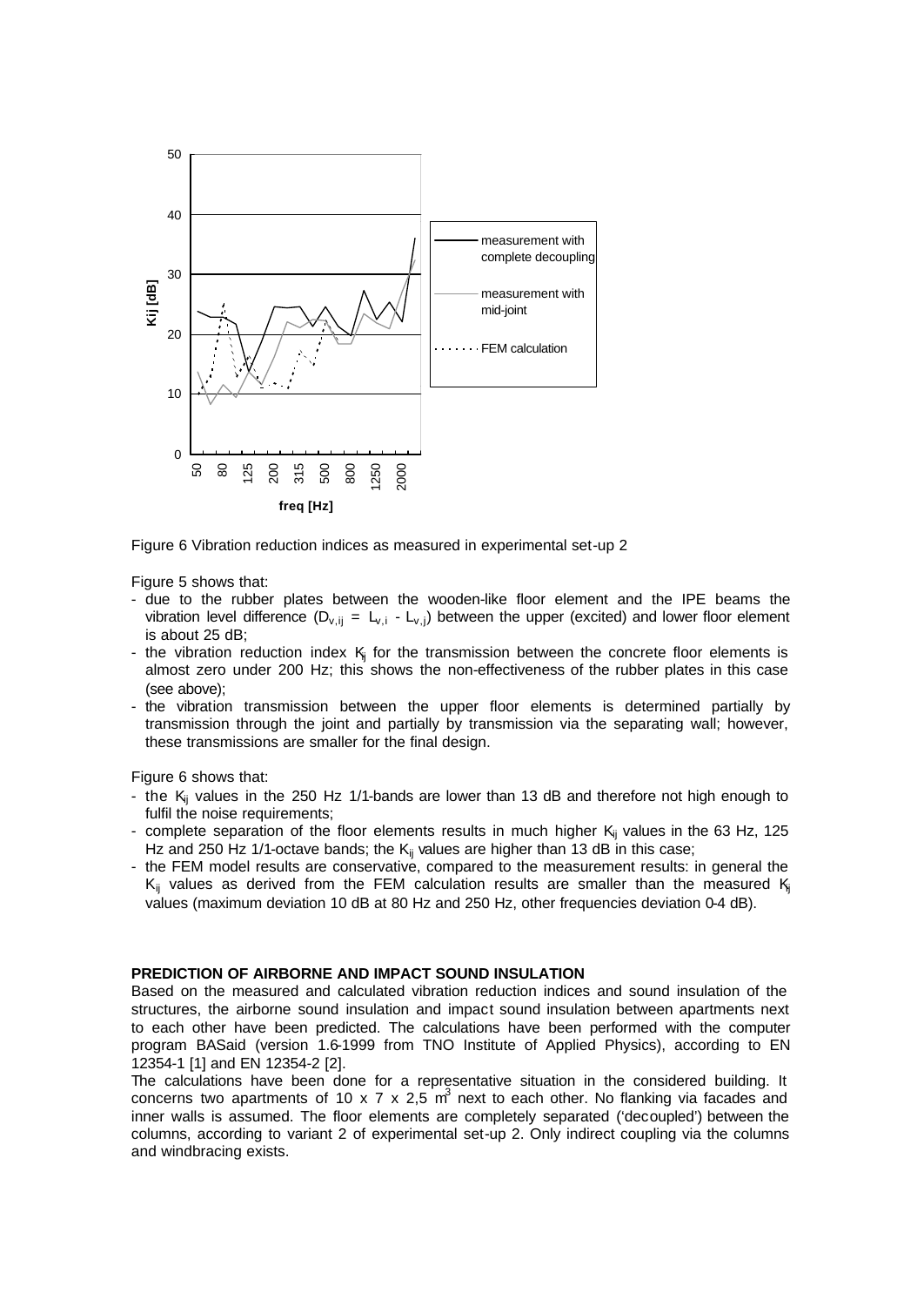Figure 6 Vibration reduction indices as measured in experimental set-up 2

Figure 5 shows that:

- due to the rubber plates between the wooden-like floor element and the IPE beams the vibration level difference ($D_{v,ij} = L_{v,i} - L_{v,j}$) between the upper (excited) and lower floor element is about 25 dB;
- the vibration reduction index $K_{ij}$ for the transmission between the concrete floor elements is almost zero under 200 Hz; this shows the non-effectiveness of the rubber plates in this case (see above);
- the vibration transmission between the upper floor elements is determined partially by transmission through the joint and partially by transmission via the separating wall; however, these transmissions are smaller for the final design.

Figure 6 shows that:

- the $K_{ij}$ values in the 250 Hz 1/1-bands are lower than 13 dB and therefore not high enough to fulfil the noise requirements;
- complete separation of the floor elements results in much higher $K_{ij}$ values in the 63 Hz, 125 Hz and 250 Hz 1/1-octave bands; the $K_{ij}$ values are higher than 13 dB in this case;
- the FEM model results are conservative, compared to the measurement results: in general the $K_{ij}$ values as derived from the FEM calculation results are smaller than the measured $K_{ij}$ values (maximum deviation 10 dB at 80 Hz and 250 Hz, other frequencies deviation 0-4 dB).

**PREDICTION OF AIRBORNE AND IMPACT SOUND INSULATION**

Based on the measured and calculated vibration reduction indices and sound insulation of the structures, the airborne sound insulation and impact sound insulation between apartments next to each other have been predicted. The calculations have been performed with the computer program BASaid (version 1.6-1999 from TNO Institute of Applied Physics), according to EN 12354-1 [1] and EN 12354-2 [2].

The calculations have been done for a representative situation in the considered building. It concerns two apartments of 10 x 7 x 2,5 $m^3$ next to each other. No flanking via facades and inner walls is assumed. The floor elements are completely separated ('decoupled') between the columns, according to variant 2 of experimental set-up 2. Only indirect coupling via the columns and windbracing exists.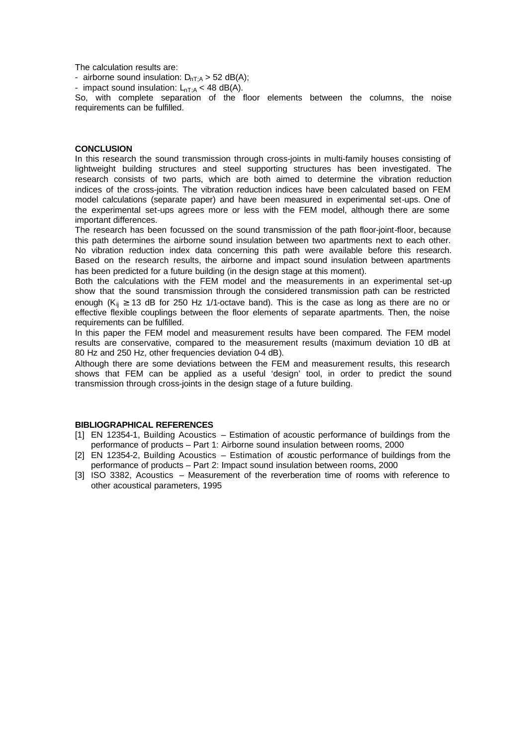The calculation results are:

- airborne sound insulation: $D_{nT;A} > 52$ dB(A);
- impact sound insulation: $L_{nT;A} < 48$ dB(A).

So, with complete separation of the floor elements between the columns, the noise requirements can be fulfilled.

**CONCLUSION**

In this research the sound transmission through cross-joints in multi-family houses consisting of lightweight building structures and steel supporting structures has been investigated. The research consists of two parts, which are both aimed to determine the vibration reduction indices of the cross-joints. The vibration reduction indices have been calculated based on FEM model calculations (separate paper) and have been measured in experimental set-ups. One of the experimental set-ups agrees more or less with the FEM model, although there are some important differences.

The research has been focussed on the sound transmission of the path floor-joint-floor, because this path determines the airborne sound insulation between two apartments next to each other. No vibration reduction index data concerning this path were available before this research. Based on the research results, the airborne and impact sound insulation between apartments has been predicted for a future building (in the design stage at this moment).

Both the calculations with the FEM model and the measurements in an experimental set-up show that the sound transmission through the considered transmission path can be restricted enough ($K_{ij} \geq 13$ dB for 250 Hz 1/1-octave band). This is the case as long as there are no or effective flexible couplings between the floor elements of separate apartments. Then, the noise requirements can be fulfilled.

In this paper the FEM model and measurement results have been compared. The FEM model results are conservative, compared to the measurement results (maximum deviation 10 dB at 80 Hz and 250 Hz, other frequencies deviation 0-4 dB).

Although there are some deviations between the FEM and measurement results, this research shows that FEM can be applied as a useful 'design' tool, in order to predict the sound transmission through cross-joints in the design stage of a future building.

**BIBLIOGRAPHICAL REFERENCES**

[1] EN 12354-1, Building Acoustics – Estimation of acoustic performance of buildings from the performance of products – Part 1: Airborne sound insulation between rooms, 2000

[2] EN 12354-2, Building Acoustics – Estimation of acoustic performance of buildings from the performance of products – Part 2: Impact sound insulation between rooms, 2000

[3] ISO 3382, Acoustics – Measurement of the reverberation time of rooms with reference to other acoustical parameters, 1995